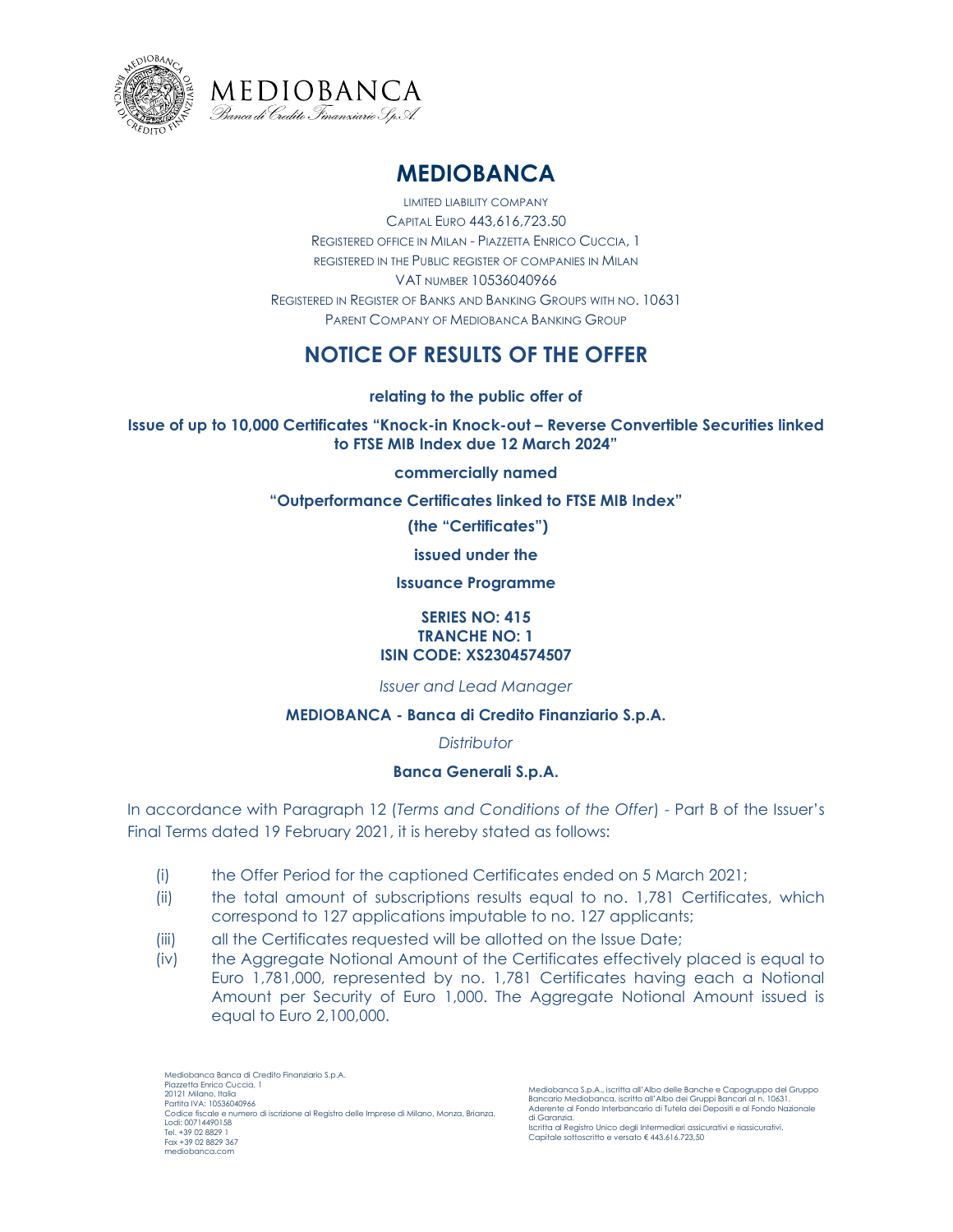# MEDIOBANCA

LIMITED LIABILITY COMPANY
CAPITAL EURO 443,616,723.50
REGISTERED OFFICE IN MILAN - PIAZZETTA ENRICO CUCCIA, 1
REGISTERED IN THE PUBLIC REGISTER OF COMPANIES IN MILAN
VAT NUMBER 10536040966
REGISTERED IN REGISTER OF BANKS AND BANKING GROUPS WITH NO. 10631
PARENT COMPANY OF MEDIOBANCA BANKING GROUP

## NOTICE OF RESULTS OF THE OFFER

**relating to the public offer of**

**Issue of up to 10,000 Certificates "Knock-in Knock-out – Reverse Convertible Securities linked to FTSE MIB Index due 12 March 2024"**

**commercially named**

**"Outperformance Certificates linked to FTSE MIB Index"**

**(the "Certificates")**

**issued under the**

**Issuance Programme**

**SERIES NO: 415**
**TRANCHE NO: 1**
**ISIN CODE: XS2304574507**

*Issuer and Lead Manager*

**MEDIOBANCA - Banca di Credito Finanziario S.p.A.**

*Distributor*

**Banca Generali S.p.A.**

In accordance with Paragraph 12 (*Terms and Conditions of the Offer*) - Part B of the Issuer's Final Terms dated 19 February 2021, it is hereby stated as follows:

(i) the Offer Period for the captioned Certificates ended on 5 March 2021;

(ii) the total amount of subscriptions results equal to no. 1,781 Certificates, which correspond to 127 applications imputable to no. 127 applicants;

(iii) all the Certificates requested will be allotted on the Issue Date;

(iv) the Aggregate Notional Amount of the Certificates effectively placed is equal to Euro 1,781,000, represented by no. 1,781 Certificates having each a Notional Amount per Security of Euro 1,000. The Aggregate Notional Amount issued is equal to Euro 2,100,000.

Mediobanca Banca di Credito Finanziario S.p.A.
Piazzetta Enrico Cuccia, 1
20121 Milano, Italia
Partita IVA: 10536040966
Codice fiscale e numero di iscrizione al Registro delle Imprese di Milano, Monza, Brianza, Lodi: 00714490158
Tel. +39 02 8829 1
Fax +39 02 8829 367
mediobanca.com

Mediobanca S.p.A., iscritta all'Albo delle Banche e Capogruppo del Gruppo Bancario Mediobanca, iscritto all'Albo dei Gruppi Bancari al n. 10631.
Aderente al Fondo Interbancario di Tutela dei Depositi e al Fondo Nazionale di Garanzia.
Iscritta al Registro Unico degli Intermediari assicurativi e riassicurativi.
Capitale sottoscritto e versato € 443.616.723,50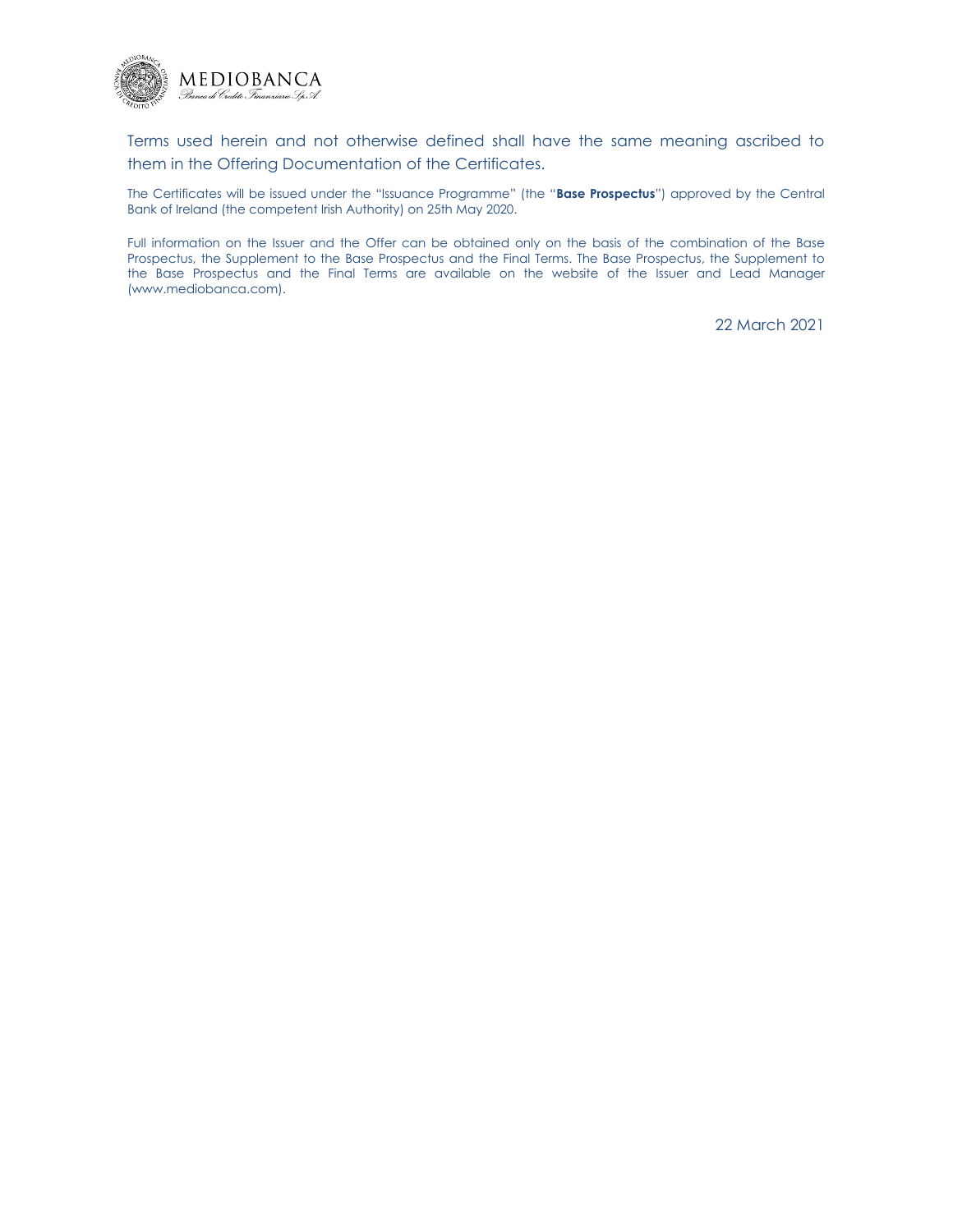Terms used herein and not otherwise defined shall have the same meaning ascribed to them in the Offering Documentation of the Certificates.

The Certificates will be issued under the "Issuance Programme" (the "**Base Prospectus**") approved by the Central Bank of Ireland (the competent Irish Authority) on 25th May 2020.

Full information on the Issuer and the Offer can be obtained only on the basis of the combination of the Base Prospectus, the Supplement to the Base Prospectus and the Final Terms. The Base Prospectus, the Supplement to the Base Prospectus and the Final Terms are available on the website of the Issuer and Lead Manager (www.mediobanca.com).

22 March 2021